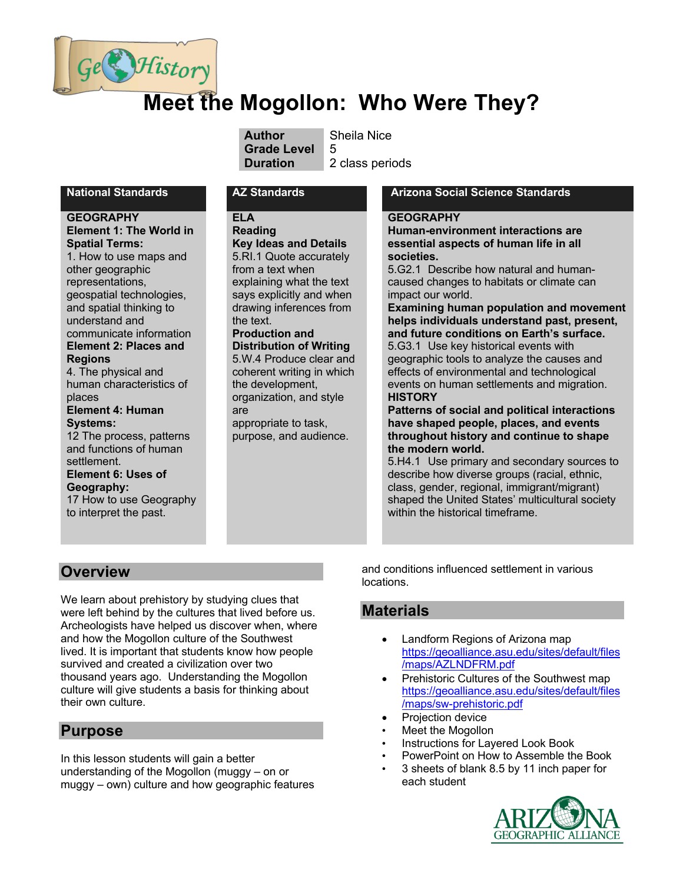# Meet the Mogollon: Who Were They?

| | |
|---|---|
| **Author** | Sheila Nice |
| **Grade Level** | 5 |
| **Duration** | 2 class periods |

| National Standards | AZ Standards | Arizona Social Science Standards |
|---|---|---|
| **GEOGRAPHY**<br>**Element 1: The World in Spatial Terms:**<br>1. How to use maps and other geographic representations, geospatial technologies, and spatial thinking to understand and communicate information<br>**Element 2: Places and Regions**<br>4. The physical and human characteristics of places<br>**Element 4: Human Systems:**<br>12 The process, patterns and functions of human settlement.<br>**Element 6: Uses of Geography:**<br>17 How to use Geography to interpret the past. | **ELA**<br>**Reading**<br>**Key Ideas and Details**<br>5.RI.1 Quote accurately from a text when explaining what the text says explicitly and when drawing inferences from the text.<br>**Production and Distribution of Writing**<br>5.W.4 Produce clear and coherent writing in which the development, organization, and style are appropriate to task, purpose, and audience. | **GEOGRAPHY**<br>**Human-environment interactions are essential aspects of human life in all societies.**<br>5.G2.1 Describe how natural and human-caused changes to habitats or climate can impact our world.<br>**Examining human population and movement helps individuals understand past, present, and future conditions on Earth's surface.**<br>5.G3.1 Use key historical events with geographic tools to analyze the causes and effects of environmental and technological events on human settlements and migration.<br>**HISTORY**<br>**Patterns of social and political interactions have shaped people, places, and events throughout history and continue to shape the modern world.**<br>5.H4.1 Use primary and secondary sources to describe how diverse groups (racial, ethnic, class, gender, regional, immigrant/migrant) shaped the United States' multicultural society within the historical timeframe. |

## Overview

We learn about prehistory by studying clues that were left behind by the cultures that lived before us. Archeologists have helped us discover when, where and how the Mogollon culture of the Southwest lived. It is important that students know how people survived and created a civilization over two thousand years ago. Understanding the Mogollon culture will give students a basis for thinking about their own culture.

## Purpose

In this lesson students will gain a better understanding of the Mogollon (muggy – on or muggy – own) culture and how geographic features and conditions influenced settlement in various locations.

## Materials

- Landform Regions of Arizona map https://geoalliance.asu.edu/sites/default/files/maps/AZLNDFRM.pdf
- Prehistoric Cultures of the Southwest map https://geoalliance.asu.edu/sites/default/files/maps/sw-prehistoric.pdf
- Projection device
- Meet the Mogollon
- Instructions for Layered Look Book
- PowerPoint on How to Assemble the Book
- 3 sheets of blank 8.5 by 11 inch paper for each student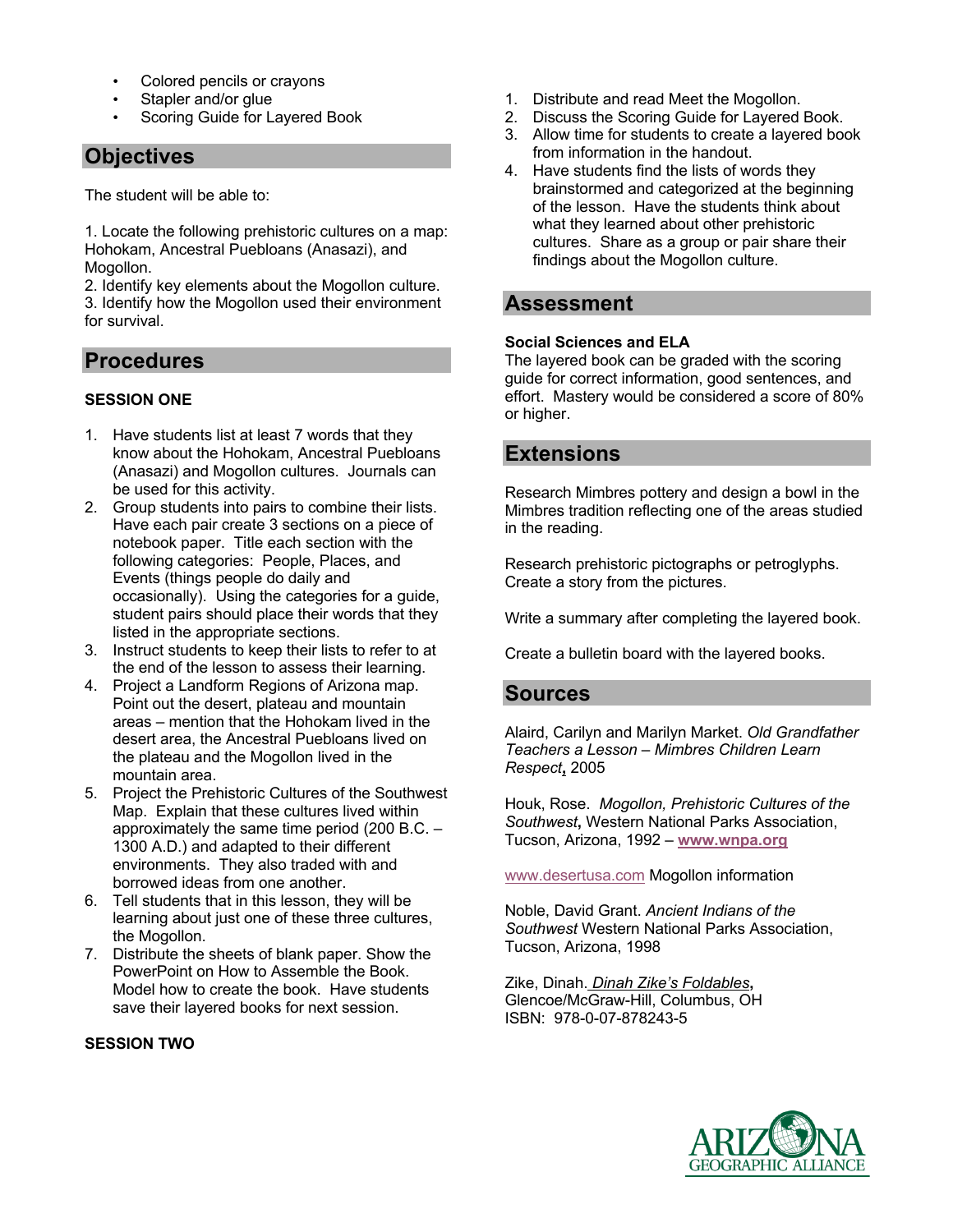- Colored pencils or crayons
- Stapler and/or glue
- Scoring Guide for Layered Book

## Objectives

The student will be able to:

1. Locate the following prehistoric cultures on a map: Hohokam, Ancestral Puebloans (Anasazi), and Mogollon.
2. Identify key elements about the Mogollon culture.
3. Identify how the Mogollon used their environment for survival.

## Procedures

**SESSION ONE**

1. Have students list at least 7 words that they know about the Hohokam, Ancestral Puebloans (Anasazi) and Mogollon cultures. Journals can be used for this activity.
2. Group students into pairs to combine their lists. Have each pair create 3 sections on a piece of notebook paper. Title each section with the following categories: People, Places, and Events (things people do daily and occasionally). Using the categories for a guide, student pairs should place their words that they listed in the appropriate sections.
3. Instruct students to keep their lists to refer to at the end of the lesson to assess their learning.
4. Project a Landform Regions of Arizona map. Point out the desert, plateau and mountain areas – mention that the Hohokam lived in the desert area, the Ancestral Puebloans lived on the plateau and the Mogollon lived in the mountain area.
5. Project the Prehistoric Cultures of the Southwest Map. Explain that these cultures lived within approximately the same time period (200 B.C. – 1300 A.D.) and adapted to their different environments. They also traded with and borrowed ideas from one another.
6. Tell students that in this lesson, they will be learning about just one of these three cultures, the Mogollon.
7. Distribute the sheets of blank paper. Show the PowerPoint on How to Assemble the Book. Model how to create the book. Have students save their layered books for next session.

**SESSION TWO**

1. Distribute and read Meet the Mogollon.
2. Discuss the Scoring Guide for Layered Book.
3. Allow time for students to create a layered book from information in the handout.
4. Have students find the lists of words they brainstormed and categorized at the beginning of the lesson. Have the students think about what they learned about other prehistoric cultures. Share as a group or pair share their findings about the Mogollon culture.

## Assessment

**Social Sciences and ELA**
The layered book can be graded with the scoring guide for correct information, good sentences, and effort. Mastery would be considered a score of 80% or higher.

## Extensions

Research Mimbres pottery and design a bowl in the Mimbres tradition reflecting one of the areas studied in the reading.

Research prehistoric pictographs or petroglyphs. Create a story from the pictures.

Write a summary after completing the layered book.

Create a bulletin board with the layered books.

## Sources

Alaird, Carilyn and Marilyn Market. *Old Grandfather Teachers a Lesson – Mimbres Children Learn Respect*, 2005

Houk, Rose. *Mogollon, Prehistoric Cultures of the Southwest*, Western National Parks Association, Tucson, Arizona, 1992 – **www.wnpa.org**

www.desertusa.com Mogollon information

Noble, David Grant. *Ancient Indians of the Southwest* Western National Parks Association, Tucson, Arizona, 1998

Zike, Dinah. *Dinah Zike's Foldables*, Glencoe/McGraw-Hill, Columbus, OH
ISBN: 978-0-07-878243-5

ARIZONA GEOGRAPHIC ALLIANCE